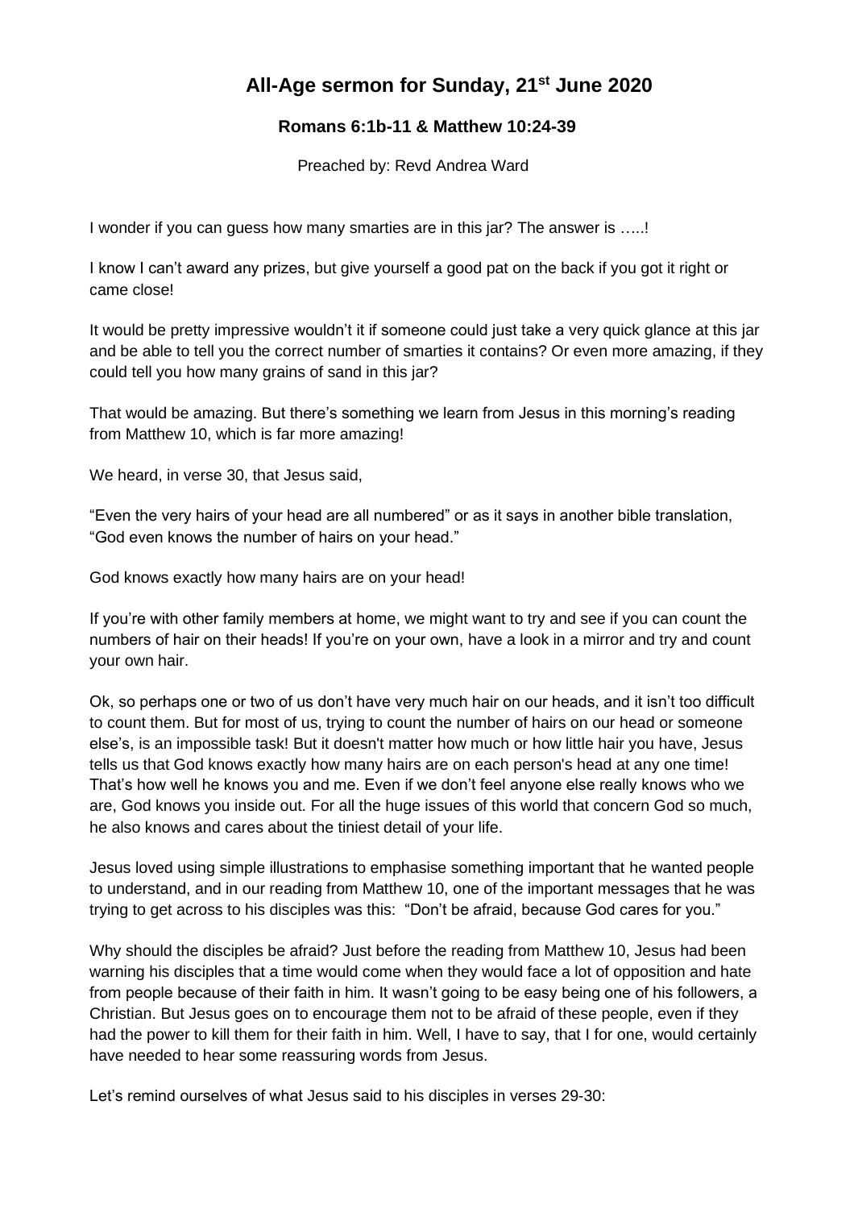# All-Age sermon for Sunday, 21st June 2020

### Romans 6:1b-11 & Matthew 10:24-39

Preached by: Revd Andrea Ward

I wonder if you can guess how many smarties are in this jar? The answer is …..!

I know I can't award any prizes, but give yourself a good pat on the back if you got it right or came close!

It would be pretty impressive wouldn't it if someone could just take a very quick glance at this jar and be able to tell you the correct number of smarties it contains? Or even more amazing, if they could tell you how many grains of sand in this jar?

That would be amazing. But there's something we learn from Jesus in this morning's reading from Matthew 10, which is far more amazing!

We heard, in verse 30, that Jesus said,

"Even the very hairs of your head are all numbered" or as it says in another bible translation, "God even knows the number of hairs on your head."

God knows exactly how many hairs are on your head!

If you're with other family members at home, we might want to try and see if you can count the numbers of hair on their heads! If you're on your own, have a look in a mirror and try and count your own hair.

Ok, so perhaps one or two of us don't have very much hair on our heads, and it isn't too difficult to count them. But for most of us, trying to count the number of hairs on our head or someone else's, is an impossible task! But it doesn't matter how much or how little hair you have, Jesus tells us that God knows exactly how many hairs are on each person's head at any one time! That's how well he knows you and me. Even if we don't feel anyone else really knows who we are, God knows you inside out. For all the huge issues of this world that concern God so much, he also knows and cares about the tiniest detail of your life.

Jesus loved using simple illustrations to emphasise something important that he wanted people to understand, and in our reading from Matthew 10, one of the important messages that he was trying to get across to his disciples was this: "Don't be afraid, because God cares for you."

Why should the disciples be afraid? Just before the reading from Matthew 10, Jesus had been warning his disciples that a time would come when they would face a lot of opposition and hate from people because of their faith in him. It wasn't going to be easy being one of his followers, a Christian. But Jesus goes on to encourage them not to be afraid of these people, even if they had the power to kill them for their faith in him. Well, I have to say, that I for one, would certainly have needed to hear some reassuring words from Jesus.

Let's remind ourselves of what Jesus said to his disciples in verses 29-30: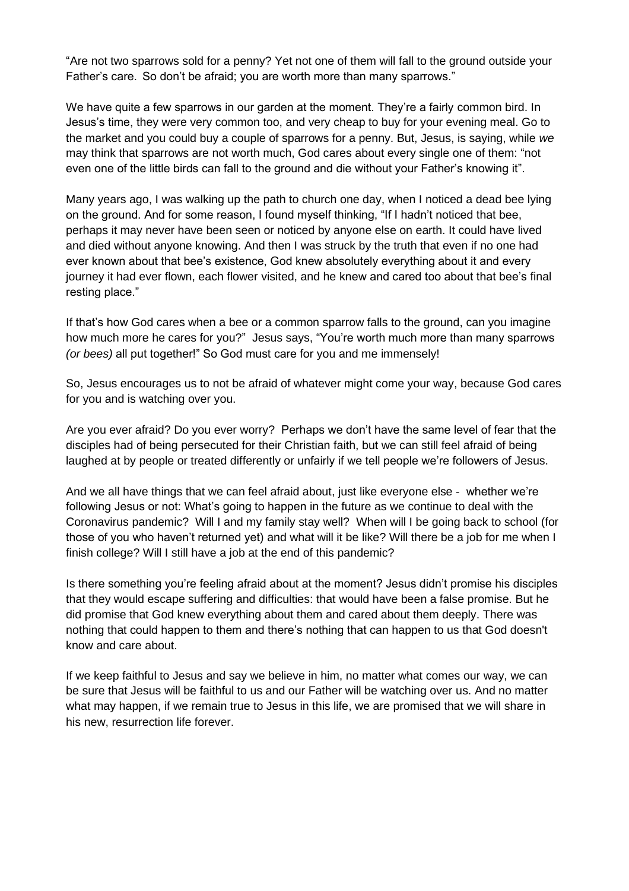"Are not two sparrows sold for a penny? Yet not one of them will fall to the ground outside your Father's care. So don't be afraid; you are worth more than many sparrows."

We have quite a few sparrows in our garden at the moment. They're a fairly common bird. In Jesus's time, they were very common too, and very cheap to buy for your evening meal. Go to the market and you could buy a couple of sparrows for a penny. But, Jesus, is saying, while *we* may think that sparrows are not worth much, God cares about every single one of them: "not even one of the little birds can fall to the ground and die without your Father's knowing it".

Many years ago, I was walking up the path to church one day, when I noticed a dead bee lying on the ground. And for some reason, I found myself thinking, "If I hadn't noticed that bee, perhaps it may never have been seen or noticed by anyone else on earth. It could have lived and died without anyone knowing. And then I was struck by the truth that even if no one had ever known about that bee's existence, God knew absolutely everything about it and every journey it had ever flown, each flower visited, and he knew and cared too about that bee's final resting place."

If that's how God cares when a bee or a common sparrow falls to the ground, can you imagine how much more he cares for you?" Jesus says, "You're worth much more than many sparrows *(or bees)* all put together!" So God must care for you and me immensely!

So, Jesus encourages us to not be afraid of whatever might come your way, because God cares for you and is watching over you.

Are you ever afraid? Do you ever worry? Perhaps we don't have the same level of fear that the disciples had of being persecuted for their Christian faith, but we can still feel afraid of being laughed at by people or treated differently or unfairly if we tell people we're followers of Jesus.

And we all have things that we can feel afraid about, just like everyone else - whether we're following Jesus or not: What's going to happen in the future as we continue to deal with the Coronavirus pandemic? Will I and my family stay well? When will I be going back to school (for those of you who haven't returned yet) and what will it be like? Will there be a job for me when I finish college? Will I still have a job at the end of this pandemic?

Is there something you're feeling afraid about at the moment? Jesus didn't promise his disciples that they would escape suffering and difficulties: that would have been a false promise. But he did promise that God knew everything about them and cared about them deeply. There was nothing that could happen to them and there's nothing that can happen to us that God doesn't know and care about.

If we keep faithful to Jesus and say we believe in him, no matter what comes our way, we can be sure that Jesus will be faithful to us and our Father will be watching over us. And no matter what may happen, if we remain true to Jesus in this life, we are promised that we will share in his new, resurrection life forever.